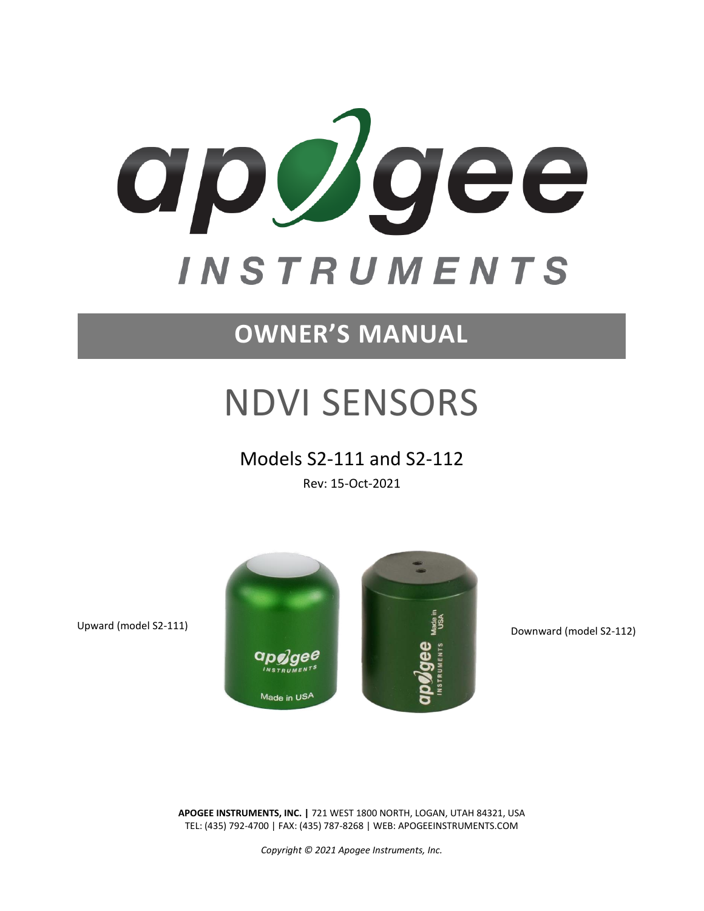# OWNER'S MANUAL

# NDVI SENSORS

## Models S2-111 and S2-112

Rev: 15-Oct-2021

Upward (model S2-111)

Downward (model S2-112)

**APOGEE INSTRUMENTS, INC. |** 721 WEST 1800 NORTH, LOGAN, UTAH 84321, USA
TEL: (435) 792-4700 | FAX: (435) 787-8268 | WEB: APOGEEINSTRUMENTS.COM

*Copyright © 2021 Apogee Instruments, Inc.*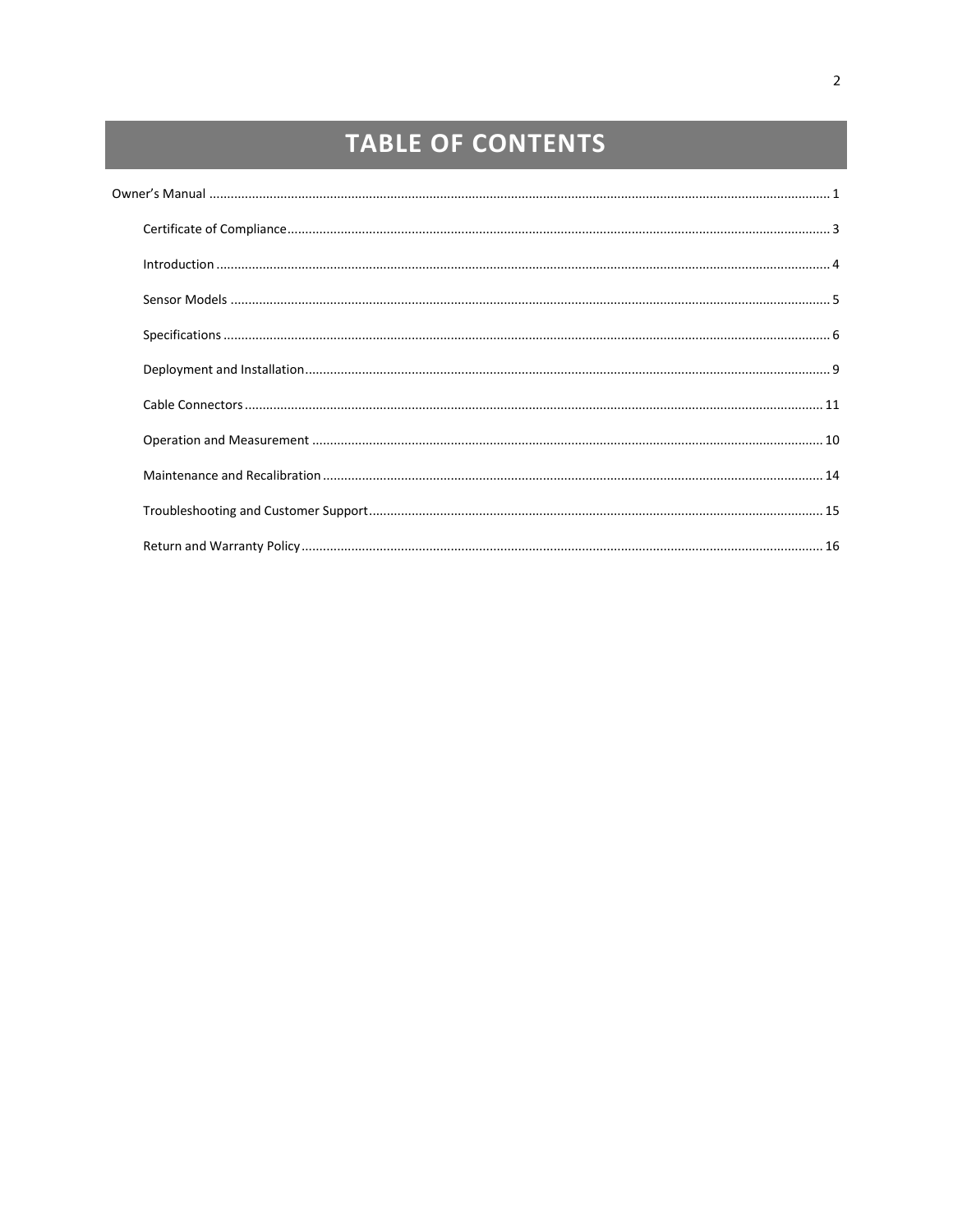# TABLE OF CONTENTS

Owner's Manual ........................................................................................................ 1

- Certificate of Compliance ........................................................................................ 3
- Introduction ........................................................................................................ 4
- Sensor Models ..................................................................................................... 5
- Specifications ..................................................................................................... 6
- Deployment and Installation ................................................................................. 9
- Cable Connectors ............................................................................................... 11
- Operation and Measurement ............................................................................... 10
- Maintenance and Recalibration ............................................................................ 14
- Troubleshooting and Customer Support ................................................................ 15
- Return and Warranty Policy ................................................................................. 16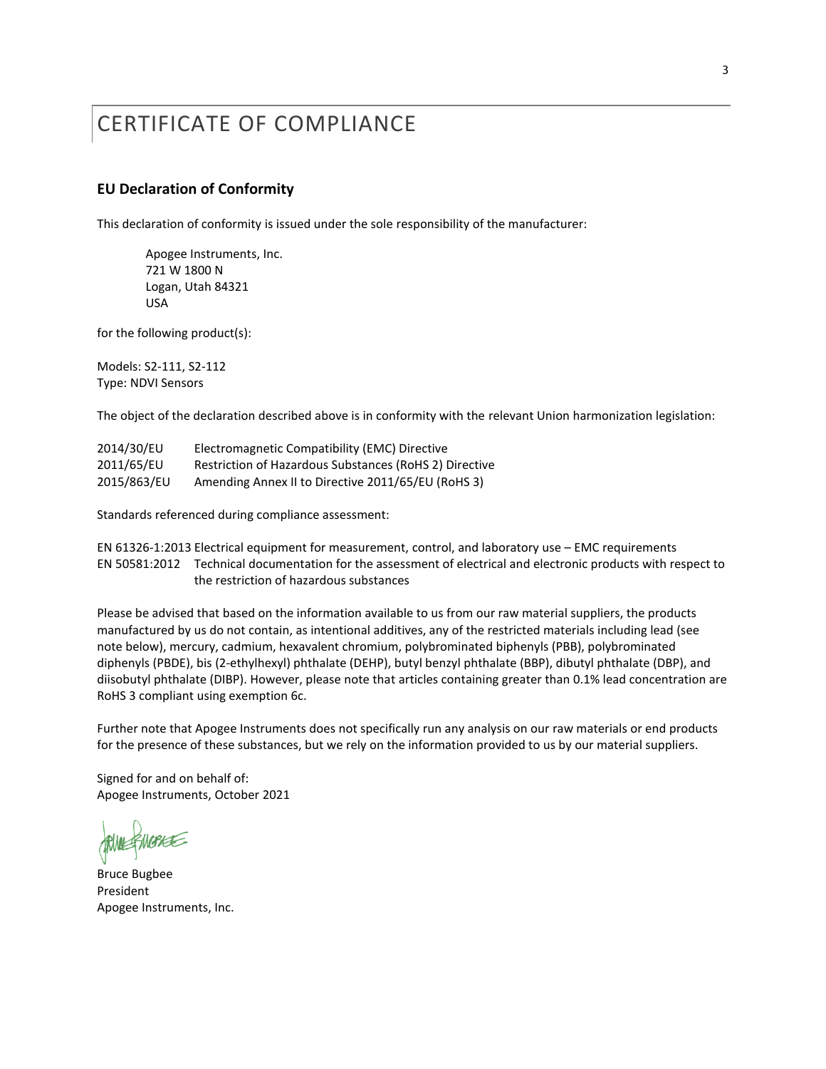# CERTIFICATE OF COMPLIANCE

## EU Declaration of Conformity

This declaration of conformity is issued under the sole responsibility of the manufacturer:

Apogee Instruments, Inc.
721 W 1800 N
Logan, Utah 84321
USA

for the following product(s):

Models: S2-111, S2-112
Type: NDVI Sensors

The object of the declaration described above is in conformity with the relevant Union harmonization legislation:

| | |
|---|---|
| 2014/30/EU | Electromagnetic Compatibility (EMC) Directive |
| 2011/65/EU | Restriction of Hazardous Substances (RoHS 2) Directive |
| 2015/863/EU | Amending Annex II to Directive 2011/65/EU (RoHS 3) |

Standards referenced during compliance assessment:

| | |
|---|---|
| EN 61326-1:2013 | Electrical equipment for measurement, control, and laboratory use – EMC requirements |
| EN 50581:2012 | Technical documentation for the assessment of electrical and electronic products with respect to the restriction of hazardous substances |

Please be advised that based on the information available to us from our raw material suppliers, the products manufactured by us do not contain, as intentional additives, any of the restricted materials including lead (see note below), mercury, cadmium, hexavalent chromium, polybrominated biphenyls (PBB), polybrominated diphenyls (PBDE), bis (2-ethylhexyl) phthalate (DEHP), butyl benzyl phthalate (BBP), dibutyl phthalate (DBP), and diisobutyl phthalate (DIBP). However, please note that articles containing greater than 0.1% lead concentration are RoHS 3 compliant using exemption 6c.

Further note that Apogee Instruments does not specifically run any analysis on our raw materials or end products for the presence of these substances, but we rely on the information provided to us by our material suppliers.

Signed for and on behalf of:
Apogee Instruments, October 2021

Bruce Bugbee
President
Apogee Instruments, Inc.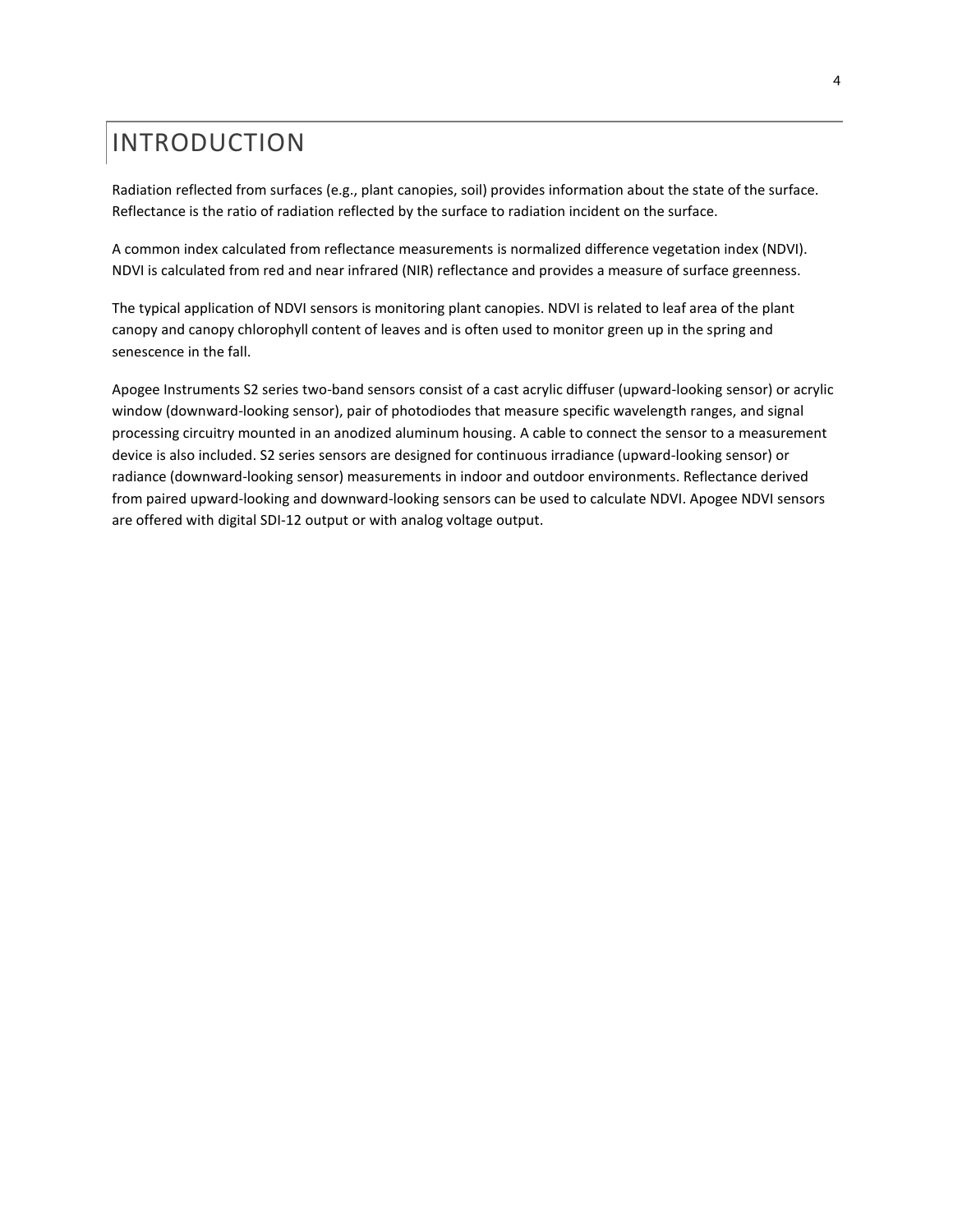# INTRODUCTION

Radiation reflected from surfaces (e.g., plant canopies, soil) provides information about the state of the surface. Reflectance is the ratio of radiation reflected by the surface to radiation incident on the surface.

A common index calculated from reflectance measurements is normalized difference vegetation index (NDVI). NDVI is calculated from red and near infrared (NIR) reflectance and provides a measure of surface greenness.

The typical application of NDVI sensors is monitoring plant canopies. NDVI is related to leaf area of the plant canopy and canopy chlorophyll content of leaves and is often used to monitor green up in the spring and senescence in the fall.

Apogee Instruments S2 series two-band sensors consist of a cast acrylic diffuser (upward-looking sensor) or acrylic window (downward-looking sensor), pair of photodiodes that measure specific wavelength ranges, and signal processing circuitry mounted in an anodized aluminum housing. A cable to connect the sensor to a measurement device is also included. S2 series sensors are designed for continuous irradiance (upward-looking sensor) or radiance (downward-looking sensor) measurements in indoor and outdoor environments. Reflectance derived from paired upward-looking and downward-looking sensors can be used to calculate NDVI. Apogee NDVI sensors are offered with digital SDI-12 output or with analog voltage output.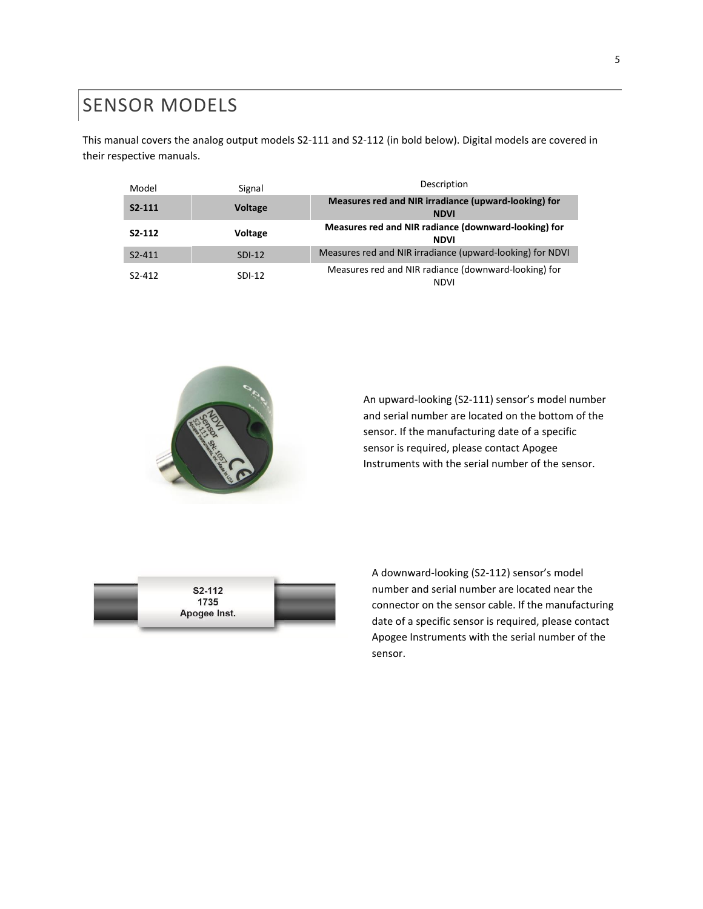# SENSOR MODELS

This manual covers the analog output models S2-111 and S2-112 (in bold below). Digital models are covered in their respective manuals.

| Model | Signal | Description |
|---|---|---|
| **S2-111** | **Voltage** | **Measures red and NIR irradiance (upward-looking) for NDVI** |
| **S2-112** | **Voltage** | **Measures red and NIR radiance (downward-looking) for NDVI** |
| S2-411 | SDI-12 | Measures red and NIR irradiance (upward-looking) for NDVI |
| S2-412 | SDI-12 | Measures red and NIR radiance (downward-looking) for NDVI |

An upward-looking (S2-111) sensor's model number and serial number are located on the bottom of the sensor. If the manufacturing date of a specific sensor is required, please contact Apogee Instruments with the serial number of the sensor.

A downward-looking (S2-112) sensor's model number and serial number are located near the connector on the sensor cable. If the manufacturing date of a specific sensor is required, please contact Apogee Instruments with the serial number of the sensor.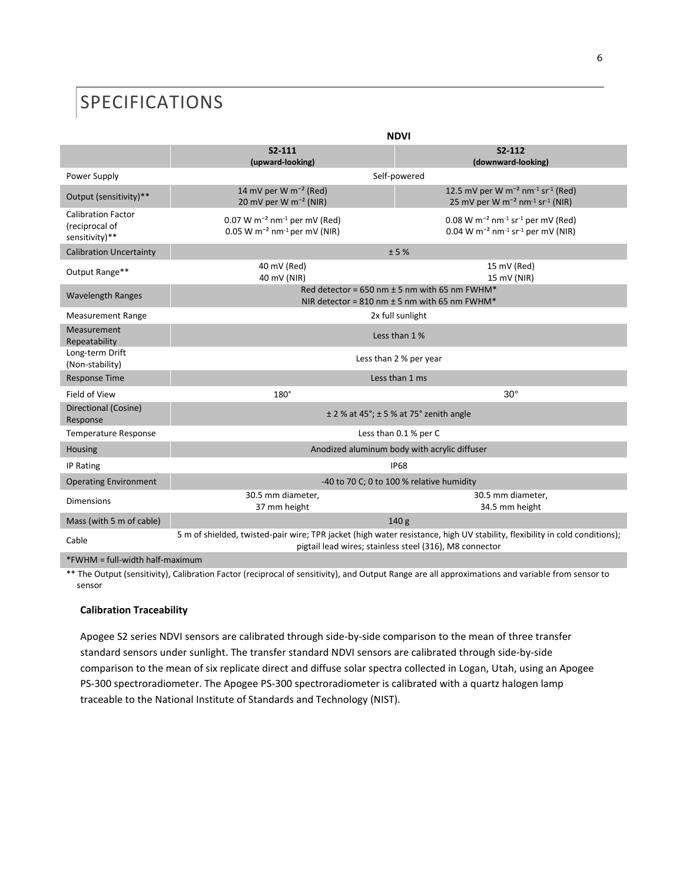# SPECIFICATIONS

| | NDVI | |
|---|---|---|
| | **S2-111 (upward-looking)** | **S2-112 (downward-looking)** |
| Power Supply | Self-powered | |
| Output (sensitivity)** | 14 mV per W $m^{-2}$ (Red)<br>20 mV per W $m^{-2}$ (NIR) | 12.5 mV per W $m^{-2}$ $nm^{-1}$ $sr^{-1}$ (Red)<br>25 mV per W $m^{-2}$ $nm^{-1}$ $sr^{-1}$ (NIR) |
| Calibration Factor (reciprocal of sensitivity)** | 0.07 W $m^{-2}$ $nm^{-1}$ per mV (Red)<br>0.05 W $m^{-2}$ $nm^{-1}$ per mV (NIR) | 0.08 W $m^{-2}$ $nm^{-1}$ $sr^{-1}$ per mV (Red)<br>0.04 W $m^{-2}$ $nm^{-1}$ $sr^{-1}$ per mV (NIR) |
| Calibration Uncertainty | ± 5 % | |
| Output Range** | 40 mV (Red)<br>40 mV (NIR) | 15 mV (Red)<br>15 mV (NIR) |
| Wavelength Ranges | Red detector = 650 nm ± 5 nm with 65 nm FWHM*<br>NIR detector = 810 nm ± 5 nm with 65 nm FWHM* | |
| Measurement Range | 2x full sunlight | |
| Measurement Repeatability | Less than 1 % | |
| Long-term Drift (Non-stability) | Less than 2 % per year | |
| Response Time | Less than 1 ms | |
| Field of View | 180° | 30° |
| Directional (Cosine) Response | ± 2 % at 45°; ± 5 % at 75° zenith angle | |
| Temperature Response | Less than 0.1 % per C | |
| Housing | Anodized aluminum body with acrylic diffuser | |
| IP Rating | IP68 | |
| Operating Environment | -40 to 70 C; 0 to 100 % relative humidity | |
| Dimensions | 30.5 mm diameter, 37 mm height | 30.5 mm diameter, 34.5 mm height |
| Mass (with 5 m of cable) | 140 g | |
| Cable | 5 m of shielded, twisted-pair wire; TPR jacket (high water resistance, high UV stability, flexibility in cold conditions); pigtail lead wires; stainless steel (316), M8 connector | |

*FWHM = full-width half-maximum

** The Output (sensitivity), Calibration Factor (reciprocal of sensitivity), and Output Range are all approximations and variable from sensor to sensor

**Calibration Traceability**

Apogee S2 series NDVI sensors are calibrated through side-by-side comparison to the mean of three transfer standard sensors under sunlight. The transfer standard NDVI sensors are calibrated through side-by-side comparison to the mean of six replicate direct and diffuse solar spectra collected in Logan, Utah, using an Apogee PS-300 spectroradiometer. The Apogee PS-300 spectroradiometer is calibrated with a quartz halogen lamp traceable to the National Institute of Standards and Technology (NIST).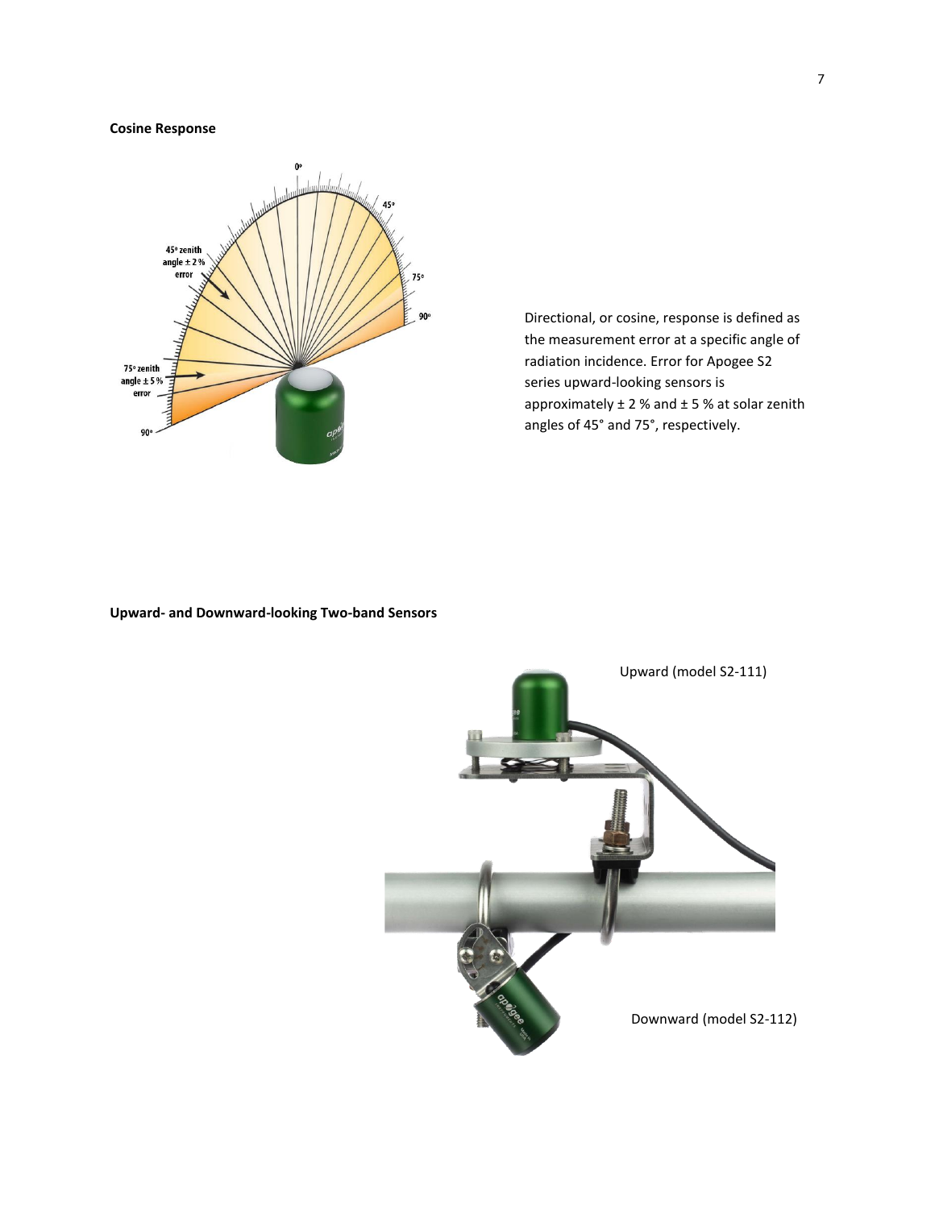**Cosine Response**

Directional, or cosine, response is defined as the measurement error at a specific angle of radiation incidence. Error for Apogee S2 series upward-looking sensors is approximately ± 2 % and ± 5 % at solar zenith angles of 45° and 75°, respectively.

**Upward- and Downward-looking Two-band Sensors**

Upward (model S2-111)

Downward (model S2-112)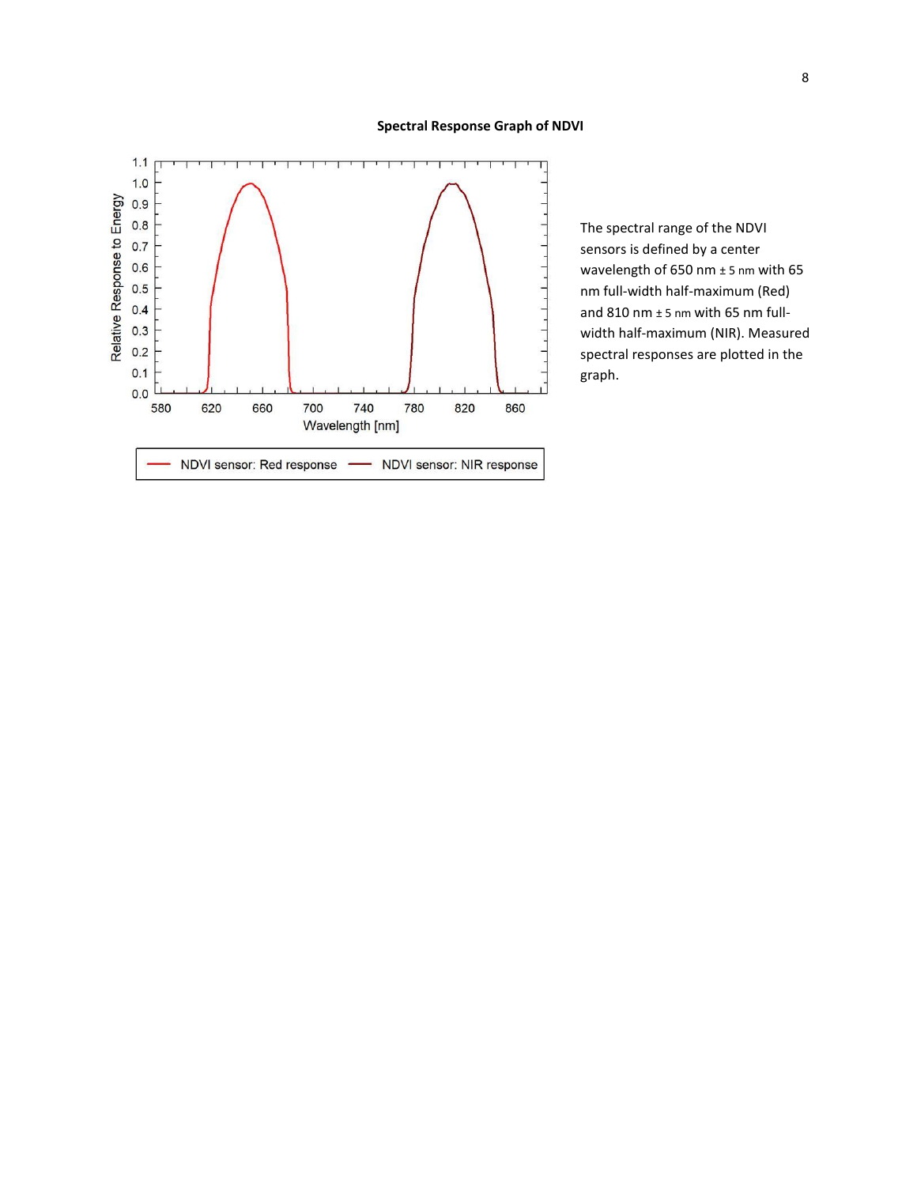**Spectral Response Graph of NDVI**

The spectral range of the NDVI sensors is defined by a center wavelength of 650 nm ± 5 nm with 65 nm full-width half-maximum (Red) and 810 nm ± 5 nm with 65 nm full-width half-maximum (NIR). Measured spectral responses are plotted in the graph.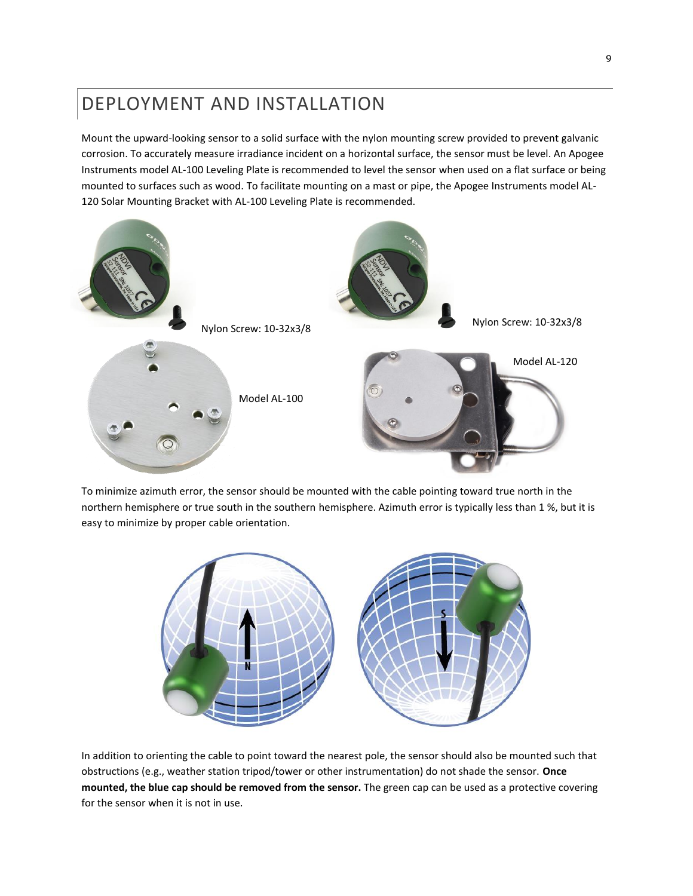# DEPLOYMENT AND INSTALLATION

Mount the upward-looking sensor to a solid surface with the nylon mounting screw provided to prevent galvanic corrosion. To accurately measure irradiance incident on a horizontal surface, the sensor must be level. An Apogee Instruments model AL-100 Leveling Plate is recommended to level the sensor when used on a flat surface or being mounted to surfaces such as wood. To facilitate mounting on a mast or pipe, the Apogee Instruments model AL-120 Solar Mounting Bracket with AL-100 Leveling Plate is recommended.

Nylon Screw: 10-32x3/8

Model AL-100

Nylon Screw: 10-32x3/8

Model AL-120

To minimize azimuth error, the sensor should be mounted with the cable pointing toward true north in the northern hemisphere or true south in the southern hemisphere. Azimuth error is typically less than 1 %, but it is easy to minimize by proper cable orientation.

In addition to orienting the cable to point toward the nearest pole, the sensor should also be mounted such that obstructions (e.g., weather station tripod/tower or other instrumentation) do not shade the sensor. **Once mounted, the blue cap should be removed from the sensor.** The green cap can be used as a protective covering for the sensor when it is not in use.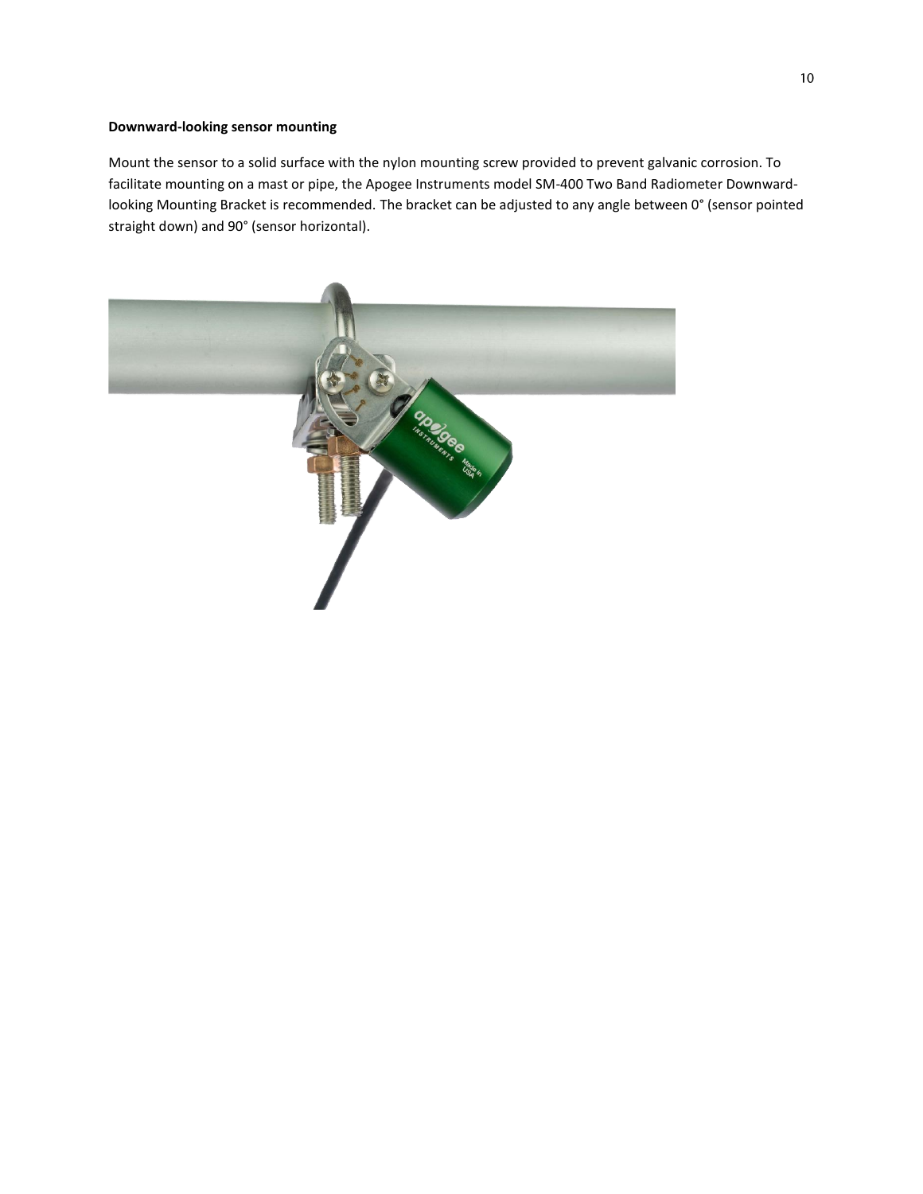**Downward-looking sensor mounting**

Mount the sensor to a solid surface with the nylon mounting screw provided to prevent galvanic corrosion. To facilitate mounting on a mast or pipe, the Apogee Instruments model SM-400 Two Band Radiometer Downward-looking Mounting Bracket is recommended. The bracket can be adjusted to any angle between 0° (sensor pointed straight down) and 90° (sensor horizontal).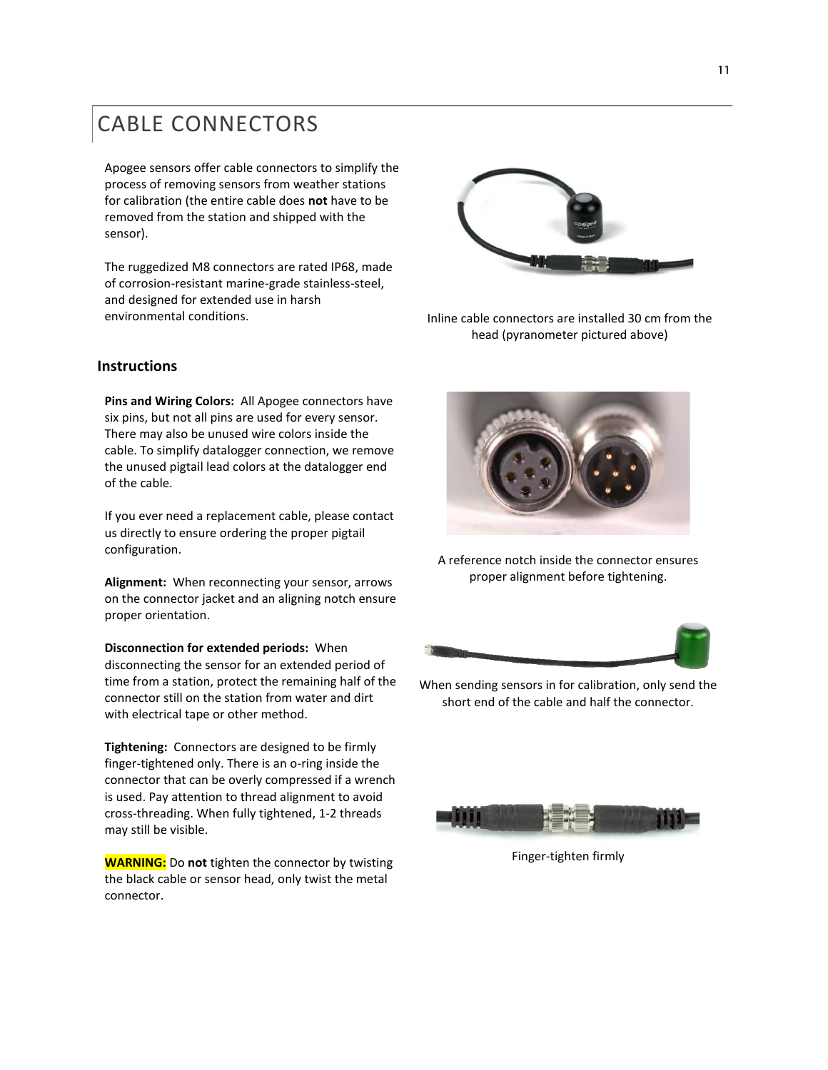# CABLE CONNECTORS

Apogee sensors offer cable connectors to simplify the process of removing sensors from weather stations for calibration (the entire cable does **not** have to be removed from the station and shipped with the sensor).

The ruggedized M8 connectors are rated IP68, made of corrosion-resistant marine-grade stainless-steel, and designed for extended use in harsh environmental conditions.

Inline cable connectors are installed 30 cm from the head (pyranometer pictured above)

## Instructions

**Pins and Wiring Colors:** All Apogee connectors have six pins, but not all pins are used for every sensor. There may also be unused wire colors inside the cable. To simplify datalogger connection, we remove the unused pigtail lead colors at the datalogger end of the cable.

If you ever need a replacement cable, please contact us directly to ensure ordering the proper pigtail configuration.

A reference notch inside the connector ensures proper alignment before tightening.

**Alignment:** When reconnecting your sensor, arrows on the connector jacket and an aligning notch ensure proper orientation.

**Disconnection for extended periods:** When disconnecting the sensor for an extended period of time from a station, protect the remaining half of the connector still on the station from water and dirt with electrical tape or other method.

When sending sensors in for calibration, only send the short end of the cable and half the connector.

**Tightening:** Connectors are designed to be firmly finger-tightened only. There is an o-ring inside the connector that can be overly compressed if a wrench is used. Pay attention to thread alignment to avoid cross-threading. When fully tightened, 1-2 threads may still be visible.

Finger-tighten firmly

**WARNING:** Do **not** tighten the connector by twisting the black cable or sensor head, only twist the metal connector.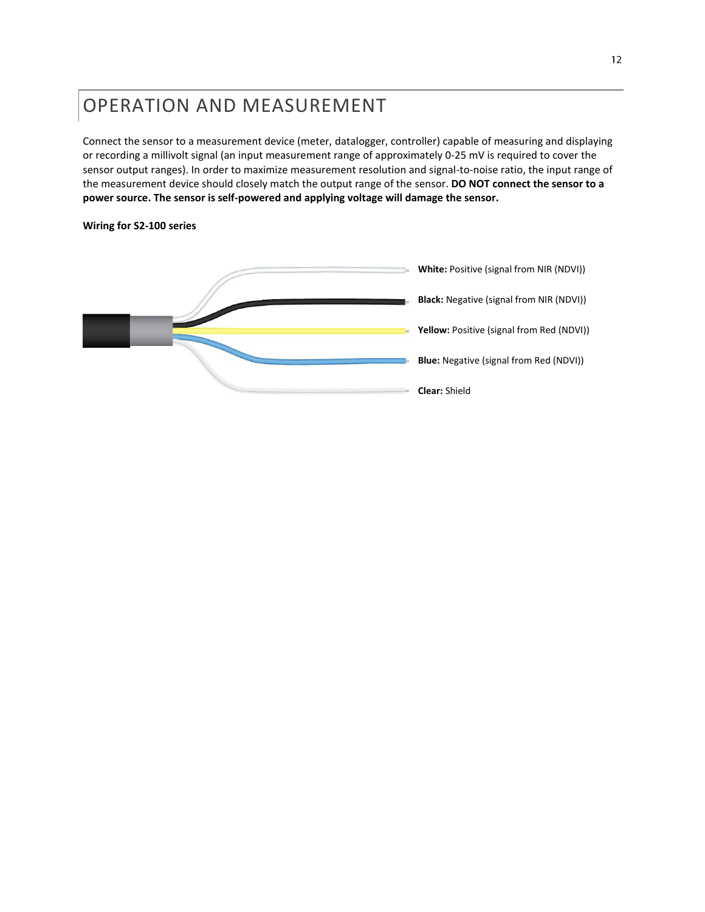# OPERATION AND MEASUREMENT

Connect the sensor to a measurement device (meter, datalogger, controller) capable of measuring and displaying or recording a millivolt signal (an input measurement range of approximately 0-25 mV is required to cover the sensor output ranges). In order to maximize measurement resolution and signal-to-noise ratio, the input range of the measurement device should closely match the output range of the sensor. **DO NOT connect the sensor to a power source. The sensor is self-powered and applying voltage will damage the sensor.**

**Wiring for S2-100 series**

**White:** Positive (signal from NIR (NDVI))

**Black:** Negative (signal from NIR (NDVI))

**Yellow:** Positive (signal from Red (NDVI))

**Blue:** Negative (signal from Red (NDVI))

**Clear:** Shield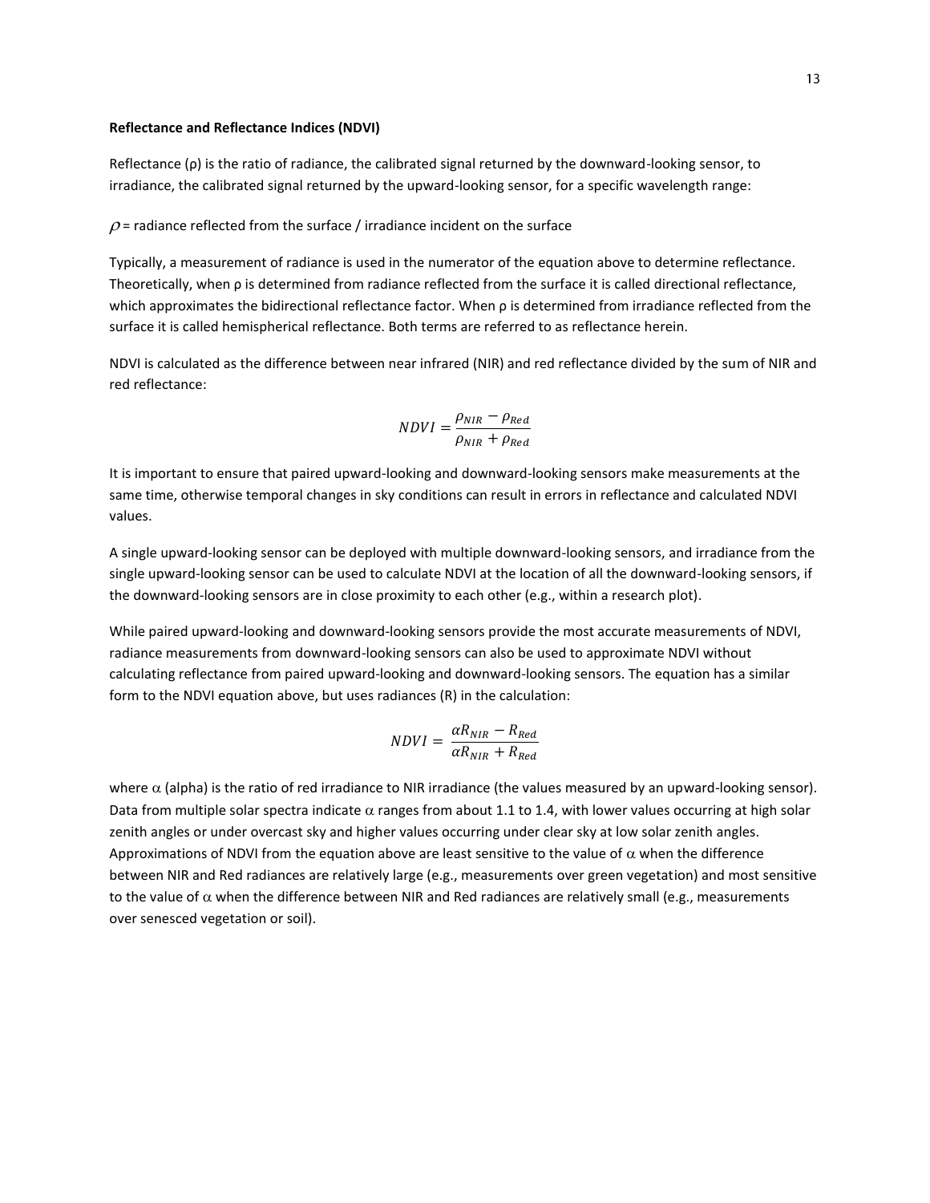**Reflectance and Reflectance Indices (NDVI)**

Reflectance (ρ) is the ratio of radiance, the calibrated signal returned by the downward-looking sensor, to irradiance, the calibrated signal returned by the upward-looking sensor, for a specific wavelength range:

$\rho$ = radiance reflected from the surface / irradiance incident on the surface

Typically, a measurement of radiance is used in the numerator of the equation above to determine reflectance. Theoretically, when ρ is determined from radiance reflected from the surface it is called directional reflectance, which approximates the bidirectional reflectance factor. When ρ is determined from irradiance reflected from the surface it is called hemispherical reflectance. Both terms are referred to as reflectance herein.

NDVI is calculated as the difference between near infrared (NIR) and red reflectance divided by the sum of NIR and red reflectance:

$$NDVI = \frac{\rho_{NIR} - \rho_{Red}}{\rho_{NIR} + \rho_{Red}}$$

It is important to ensure that paired upward-looking and downward-looking sensors make measurements at the same time, otherwise temporal changes in sky conditions can result in errors in reflectance and calculated NDVI values.

A single upward-looking sensor can be deployed with multiple downward-looking sensors, and irradiance from the single upward-looking sensor can be used to calculate NDVI at the location of all the downward-looking sensors, if the downward-looking sensors are in close proximity to each other (e.g., within a research plot).

While paired upward-looking and downward-looking sensors provide the most accurate measurements of NDVI, radiance measurements from downward-looking sensors can also be used to approximate NDVI without calculating reflectance from paired upward-looking and downward-looking sensors. The equation has a similar form to the NDVI equation above, but uses radiances (R) in the calculation:

$$NDVI = \frac{\alpha R_{NIR} - R_{Red}}{\alpha R_{NIR} + R_{Red}}$$

where $\alpha$ (alpha) is the ratio of red irradiance to NIR irradiance (the values measured by an upward-looking sensor). Data from multiple solar spectra indicate $\alpha$ ranges from about 1.1 to 1.4, with lower values occurring at high solar zenith angles or under overcast sky and higher values occurring under clear sky at low solar zenith angles. Approximations of NDVI from the equation above are least sensitive to the value of $\alpha$ when the difference between NIR and Red radiances are relatively large (e.g., measurements over green vegetation) and most sensitive to the value of $\alpha$ when the difference between NIR and Red radiances are relatively small (e.g., measurements over senesced vegetation or soil).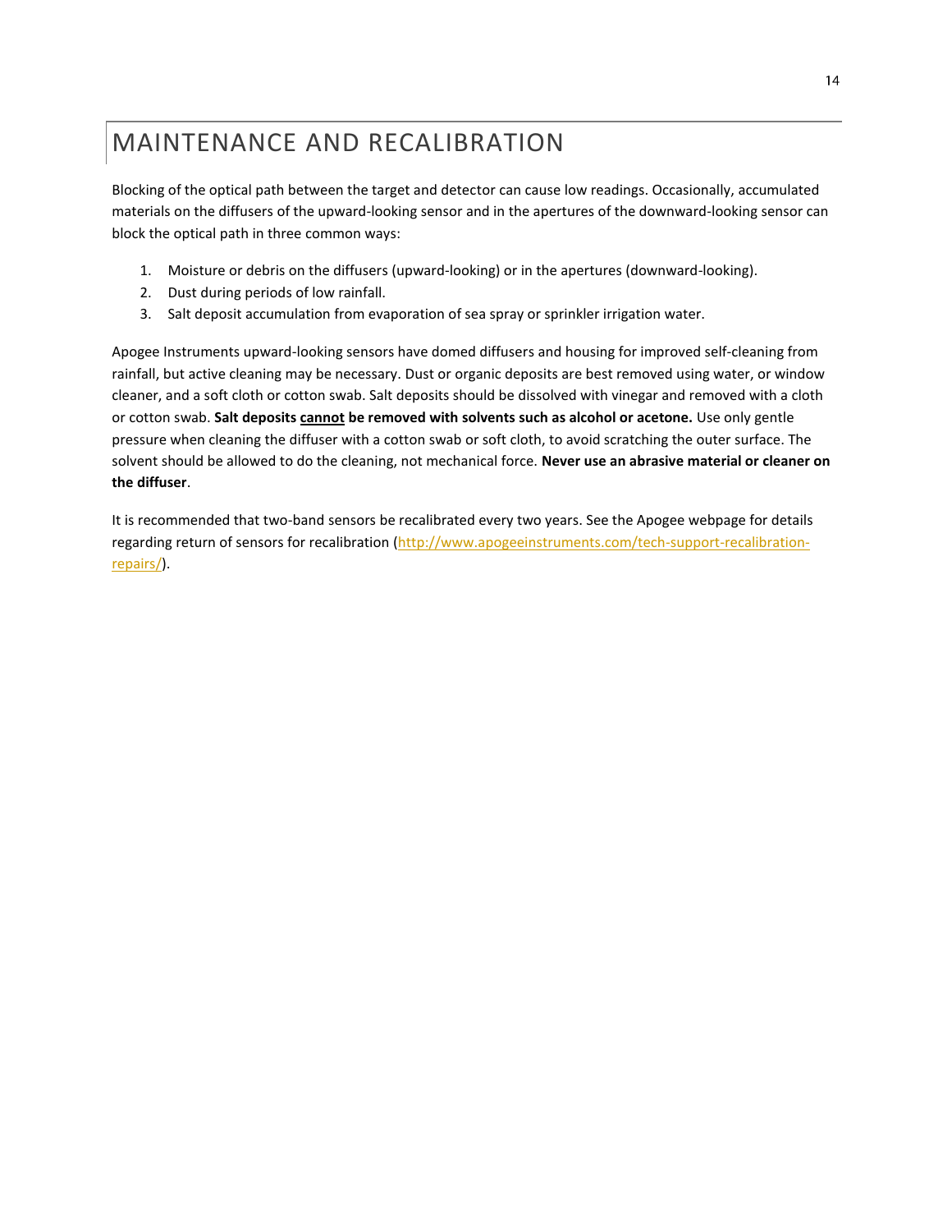# MAINTENANCE AND RECALIBRATION

Blocking of the optical path between the target and detector can cause low readings. Occasionally, accumulated materials on the diffusers of the upward-looking sensor and in the apertures of the downward-looking sensor can block the optical path in three common ways:

1. Moisture or debris on the diffusers (upward-looking) or in the apertures (downward-looking).
2. Dust during periods of low rainfall.
3. Salt deposit accumulation from evaporation of sea spray or sprinkler irrigation water.

Apogee Instruments upward-looking sensors have domed diffusers and housing for improved self-cleaning from rainfall, but active cleaning may be necessary. Dust or organic deposits are best removed using water, or window cleaner, and a soft cloth or cotton swab. Salt deposits should be dissolved with vinegar and removed with a cloth or cotton swab. **Salt deposits <u>cannot</u> be removed with solvents such as alcohol or acetone.** Use only gentle pressure when cleaning the diffuser with a cotton swab or soft cloth, to avoid scratching the outer surface. The solvent should be allowed to do the cleaning, not mechanical force. **Never use an abrasive material or cleaner on the diffuser**.

It is recommended that two-band sensors be recalibrated every two years. See the Apogee webpage for details regarding return of sensors for recalibration (http://www.apogeeinstruments.com/tech-support-recalibration-repairs/).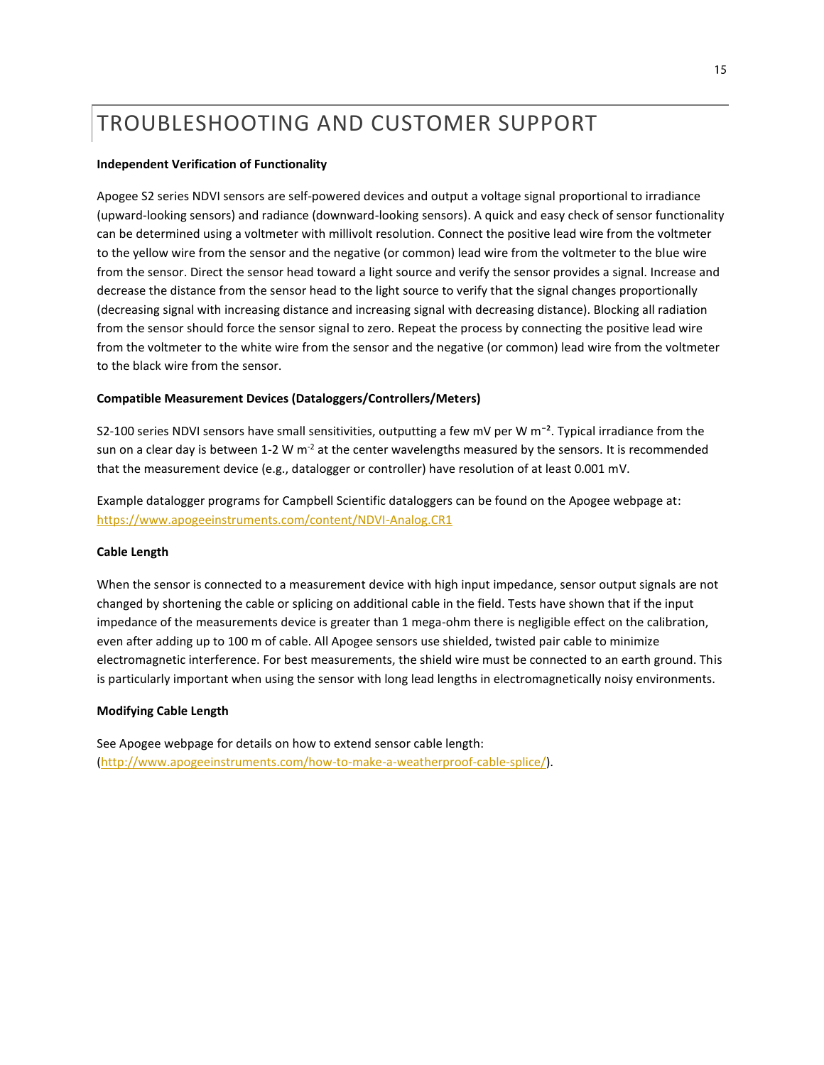# TROUBLESHOOTING AND CUSTOMER SUPPORT

**Independent Verification of Functionality**

Apogee S2 series NDVI sensors are self-powered devices and output a voltage signal proportional to irradiance (upward-looking sensors) and radiance (downward-looking sensors). A quick and easy check of sensor functionality can be determined using a voltmeter with millivolt resolution. Connect the positive lead wire from the voltmeter to the yellow wire from the sensor and the negative (or common) lead wire from the voltmeter to the blue wire from the sensor. Direct the sensor head toward a light source and verify the sensor provides a signal. Increase and decrease the distance from the sensor head to the light source to verify that the signal changes proportionally (decreasing signal with increasing distance and increasing signal with decreasing distance). Blocking all radiation from the sensor should force the sensor signal to zero. Repeat the process by connecting the positive lead wire from the voltmeter to the white wire from the sensor and the negative (or common) lead wire from the voltmeter to the black wire from the sensor.

**Compatible Measurement Devices (Dataloggers/Controllers/Meters)**

S2-100 series NDVI sensors have small sensitivities, outputting a few mV per W $m^{-2}$. Typical irradiance from the sun on a clear day is between 1-2 W $m^{-2}$ at the center wavelengths measured by the sensors. It is recommended that the measurement device (e.g., datalogger or controller) have resolution of at least 0.001 mV.

Example datalogger programs for Campbell Scientific dataloggers can be found on the Apogee webpage at: https://www.apogeeinstruments.com/content/NDVI-Analog.CR1

**Cable Length**

When the sensor is connected to a measurement device with high input impedance, sensor output signals are not changed by shortening the cable or splicing on additional cable in the field. Tests have shown that if the input impedance of the measurements device is greater than 1 mega-ohm there is negligible effect on the calibration, even after adding up to 100 m of cable. All Apogee sensors use shielded, twisted pair cable to minimize electromagnetic interference. For best measurements, the shield wire must be connected to an earth ground. This is particularly important when using the sensor with long lead lengths in electromagnetically noisy environments.

**Modifying Cable Length**

See Apogee webpage for details on how to extend sensor cable length: (http://www.apogeeinstruments.com/how-to-make-a-weatherproof-cable-splice/).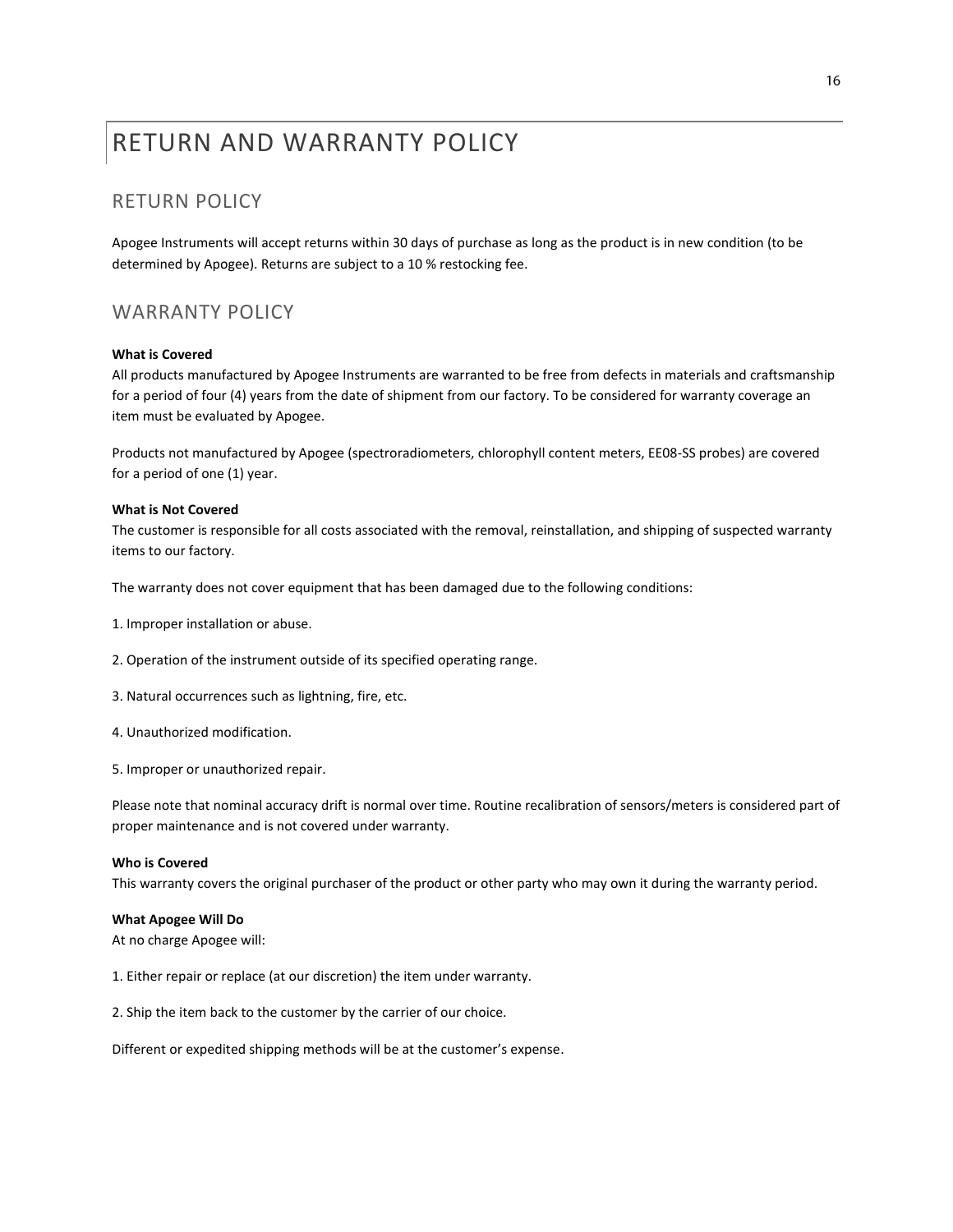# RETURN AND WARRANTY POLICY

## RETURN POLICY

Apogee Instruments will accept returns within 30 days of purchase as long as the product is in new condition (to be determined by Apogee). Returns are subject to a 10 % restocking fee.

## WARRANTY POLICY

**What is Covered**

All products manufactured by Apogee Instruments are warranted to be free from defects in materials and craftsmanship for a period of four (4) years from the date of shipment from our factory. To be considered for warranty coverage an item must be evaluated by Apogee.

Products not manufactured by Apogee (spectroradiometers, chlorophyll content meters, EE08-SS probes) are covered for a period of one (1) year.

**What is Not Covered**

The customer is responsible for all costs associated with the removal, reinstallation, and shipping of suspected warranty items to our factory.

The warranty does not cover equipment that has been damaged due to the following conditions:

1. Improper installation or abuse.

2. Operation of the instrument outside of its specified operating range.

3. Natural occurrences such as lightning, fire, etc.

4. Unauthorized modification.

5. Improper or unauthorized repair.

Please note that nominal accuracy drift is normal over time. Routine recalibration of sensors/meters is considered part of proper maintenance and is not covered under warranty.

**Who is Covered**

This warranty covers the original purchaser of the product or other party who may own it during the warranty period.

**What Apogee Will Do**

At no charge Apogee will:

1. Either repair or replace (at our discretion) the item under warranty.

2. Ship the item back to the customer by the carrier of our choice.

Different or expedited shipping methods will be at the customer's expense.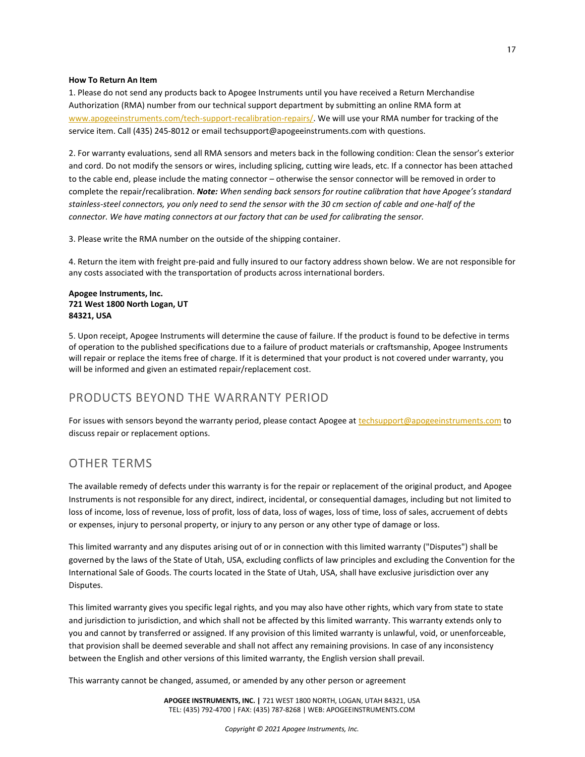**How To Return An Item**

1. Please do not send any products back to Apogee Instruments until you have received a Return Merchandise Authorization (RMA) number from our technical support department by submitting an online RMA form at [www.apogeeinstruments.com/tech-support-recalibration-repairs/](www.apogeeinstruments.com/tech-support-recalibration-repairs/). We will use your RMA number for tracking of the service item. Call (435) 245-8012 or email techsupport@apogeeinstruments.com with questions.

2. For warranty evaluations, send all RMA sensors and meters back in the following condition: Clean the sensor's exterior and cord. Do not modify the sensors or wires, including splicing, cutting wire leads, etc. If a connector has been attached to the cable end, please include the mating connector – otherwise the sensor connector will be removed in order to complete the repair/recalibration. ***Note:*** *When sending back sensors for routine calibration that have Apogee's standard stainless-steel connectors, you only need to send the sensor with the 30 cm section of cable and one-half of the connector. We have mating connectors at our factory that can be used for calibrating the sensor.*

3. Please write the RMA number on the outside of the shipping container.

4. Return the item with freight pre-paid and fully insured to our factory address shown below. We are not responsible for any costs associated with the transportation of products across international borders.

**Apogee Instruments, Inc.**
**721 West 1800 North Logan, UT**
**84321, USA**

5. Upon receipt, Apogee Instruments will determine the cause of failure. If the product is found to be defective in terms of operation to the published specifications due to a failure of product materials or craftsmanship, Apogee Instruments will repair or replace the items free of charge. If it is determined that your product is not covered under warranty, you will be informed and given an estimated repair/replacement cost.

## PRODUCTS BEYOND THE WARRANTY PERIOD

For issues with sensors beyond the warranty period, please contact Apogee at [techsupport@apogeeinstruments.com](mailto:techsupport@apogeeinstruments.com) to discuss repair or replacement options.

## OTHER TERMS

The available remedy of defects under this warranty is for the repair or replacement of the original product, and Apogee Instruments is not responsible for any direct, indirect, incidental, or consequential damages, including but not limited to loss of income, loss of revenue, loss of profit, loss of data, loss of wages, loss of time, loss of sales, accruement of debts or expenses, injury to personal property, or injury to any person or any other type of damage or loss.

This limited warranty and any disputes arising out of or in connection with this limited warranty ("Disputes") shall be governed by the laws of the State of Utah, USA, excluding conflicts of law principles and excluding the Convention for the International Sale of Goods. The courts located in the State of Utah, USA, shall have exclusive jurisdiction over any Disputes.

This limited warranty gives you specific legal rights, and you may also have other rights, which vary from state to state and jurisdiction to jurisdiction, and which shall not be affected by this limited warranty. This warranty extends only to you and cannot by transferred or assigned. If any provision of this limited warranty is unlawful, void, or unenforceable, that provision shall be deemed severable and shall not affect any remaining provisions. In case of any inconsistency between the English and other versions of this limited warranty, the English version shall prevail.

This warranty cannot be changed, assumed, or amended by any other person or agreement